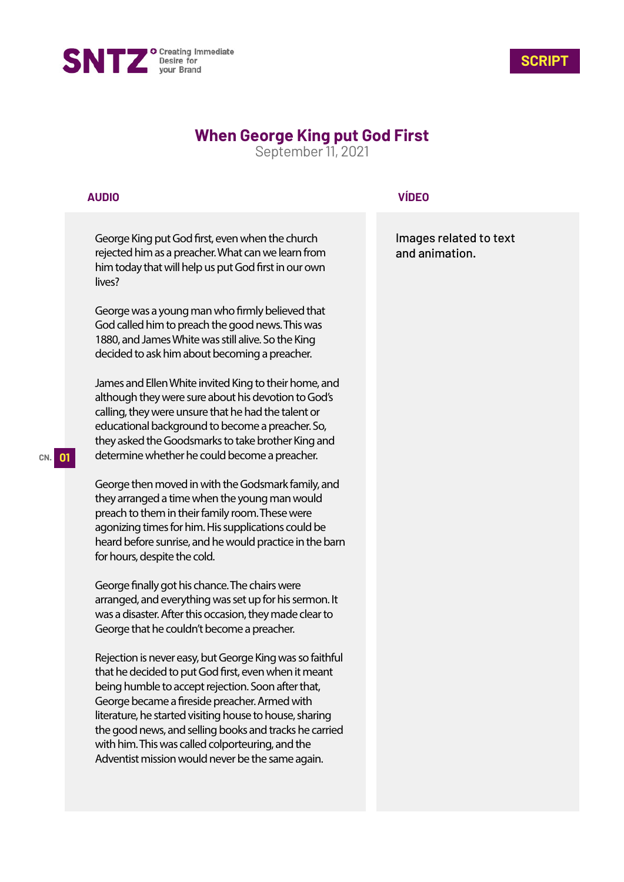SNTZ Creating Immediate Desire for your Brand

**SCRIPT**

# When George King put God First

September 11, 2021

| AUDIO | VÍDEO |
| --- | --- |
| George King put God first, even when the church rejected him as a preacher. What can we learn from him today that will help us put God first in our own lives? | Images related to text and animation. |
| George was a young man who firmly believed that God called him to preach the good news. This was 1880, and James White was still alive. So the King decided to ask him about becoming a preacher. | |
| James and Ellen White invited King to their home, and although they were sure about his devotion to God's calling, they were unsure that he had the talent or educational background to become a preacher. So, they asked the Goodsmarks to take brother King and determine whether he could become a preacher. | |
| George then moved in with the Godsmark family, and they arranged a time when the young man would preach to them in their family room. These were agonizing times for him. His supplications could be heard before sunrise, and he would practice in the barn for hours, despite the cold. | |
| George finally got his chance. The chairs were arranged, and everything was set up for his sermon. It was a disaster. After this occasion, they made clear to George that he couldn't become a preacher. | |
| Rejection is never easy, but George King was so faithful that he decided to put God first, even when it meant being humble to accept rejection. Soon after that, George became a fireside preacher. Armed with literature, he started visiting house to house, sharing the good news, and selling books and tracks he carried with him. This was called colporteuring, and the Adventist mission would never be the same again. | |

CN. 01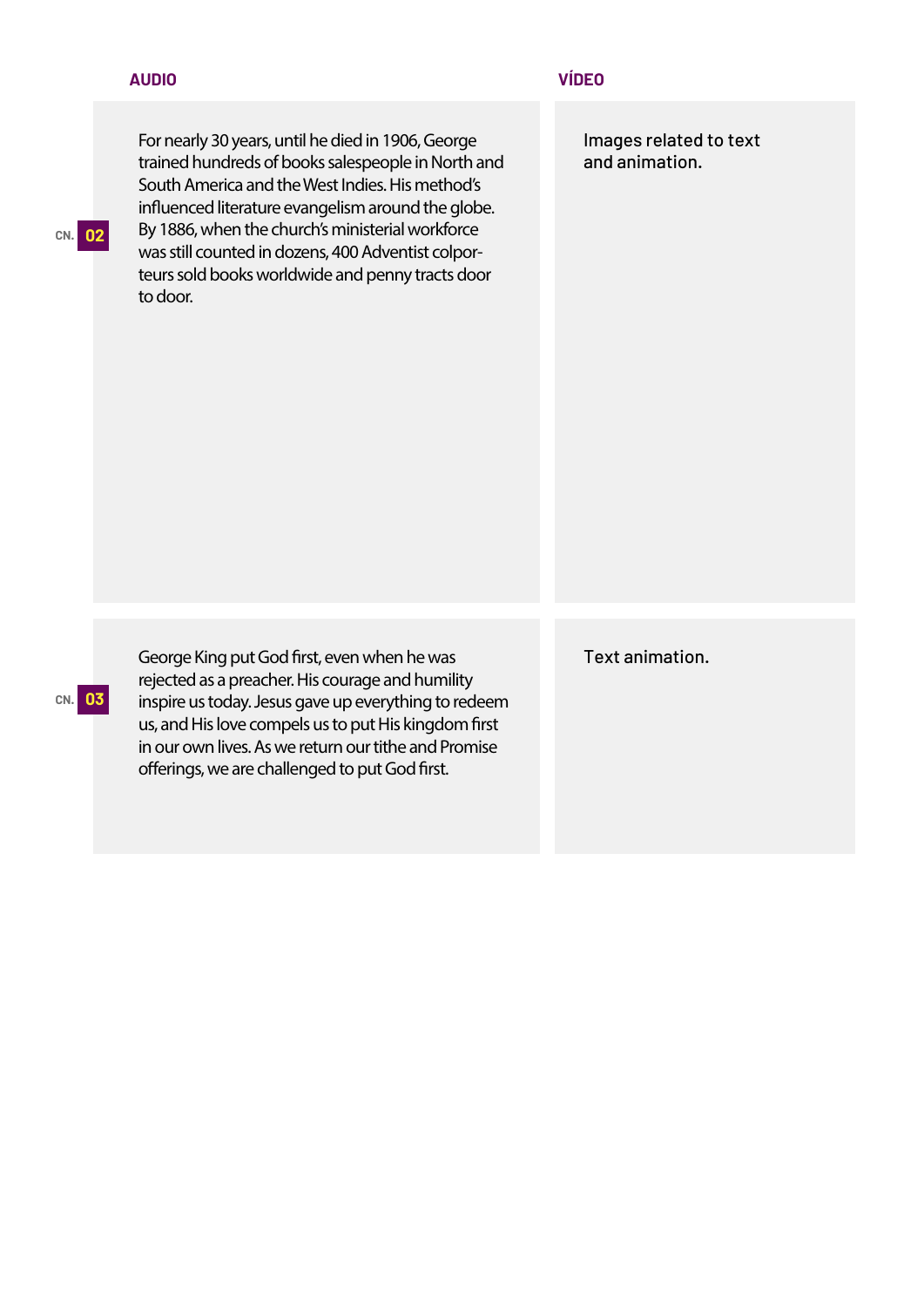| CN. | AUDIO | VÍDEO |
| --- | --- | --- |
| 02 | For nearly 30 years, until he died in 1906, George trained hundreds of books salespeople in North and South America and the West Indies. His method's influenced literature evangelism around the globe. By 1886, when the church's ministerial workforce was still counted in dozens, 400 Adventist colporteurs sold books worldwide and penny tracts door to door. | Images related to text and animation. |
| 03 | George King put God first, even when he was rejected as a preacher. His courage and humility inspire us today. Jesus gave up everything to redeem us, and His love compels us to put His kingdom first in our own lives. As we return our tithe and Promise offerings, we are challenged to put God first. | Text animation. |